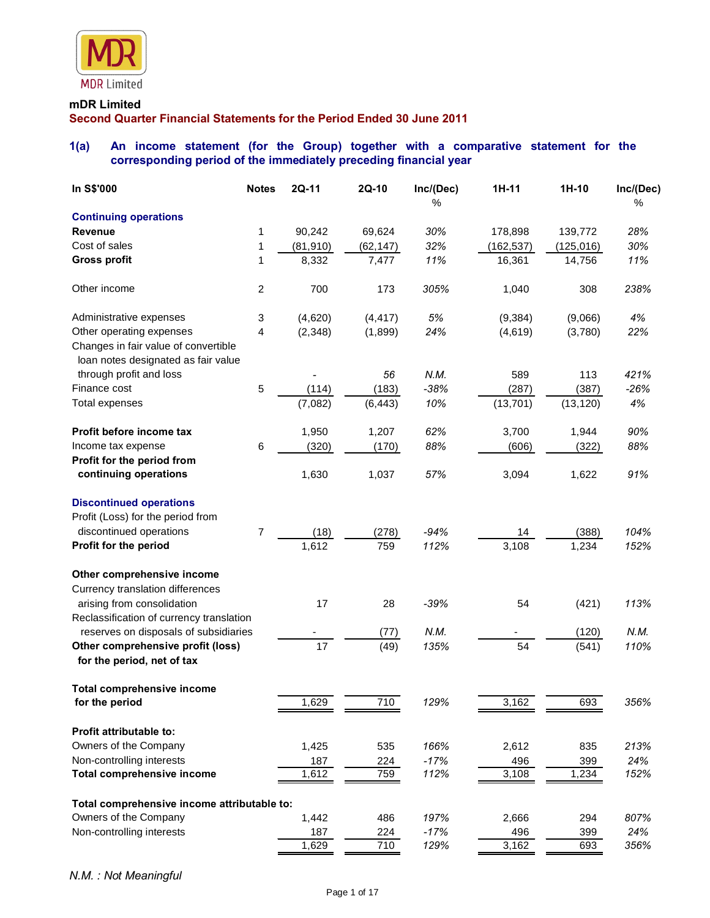MDR Limited

**mDR Limited**

**Second Quarter Financial Statements for the Period Ended 30 June 2011**

## 1(a) An income statement (for the Group) together with a comparative statement for the corresponding period of the immediately preceding financial year

| In S$'000 | Notes | 2Q-11 | 2Q-10 | Inc/(Dec) % | 1H-11 | 1H-10 | Inc/(Dec) % |
|---|---|---|---|---|---|---|---|
| **Continuing operations** | | | | | | | |
| **Revenue** | 1 | 90,242 | 69,624 | *30%* | 178,898 | 139,772 | *28%* |
| Cost of sales | 1 | (81,910) | (62,147) | *32%* | (162,537) | (125,016) | *30%* |
| **Gross profit** | 1 | 8,332 | 7,477 | *11%* | 16,361 | 14,756 | *11%* |
| Other income | 2 | 700 | 173 | *305%* | 1,040 | 308 | *238%* |
| Administrative expenses | 3 | (4,620) | (4,417) | *5%* | (9,384) | (9,066) | *4%* |
| Other operating expenses | 4 | (2,348) | (1,899) | *24%* | (4,619) | (3,780) | *22%* |
| Changes in fair value of convertible loan notes designated as fair value through profit and loss | | - | 56 | *N.M.* | 589 | 113 | *421%* |
| Finance cost | 5 | (114) | (183) | *-38%* | (287) | (387) | *-26%* |
| Total expenses | | (7,082) | (6,443) | *10%* | (13,701) | (13,120) | *4%* |
| **Profit before income tax** | | 1,950 | 1,207 | *62%* | 3,700 | 1,944 | *90%* |
| Income tax expense | 6 | (320) | (170) | *88%* | (606) | (322) | *88%* |
| **Profit for the period from continuing operations** | | 1,630 | 1,037 | *57%* | 3,094 | 1,622 | *91%* |
| **Discontinued operations** | | | | | | | |
| Profit (Loss) for the period from discontinued operations | 7 | (18) | (278) | *-94%* | 14 | (388) | *104%* |
| **Profit for the period** | | 1,612 | 759 | *112%* | 3,108 | 1,234 | *152%* |
| **Other comprehensive income** | | | | | | | |
| Currency translation differences arising from consolidation | | 17 | 28 | *-39%* | 54 | (421) | *113%* |
| Reclassification of currency translation reserves on disposals of subsidiaries | | - | (77) | *N.M.* | - | (120) | *N.M.* |
| **Other comprehensive profit (loss) for the period, net of tax** | | 17 | (49) | *135%* | 54 | (541) | *110%* |
| **Total comprehensive income for the period** | | 1,629 | 710 | *129%* | 3,162 | 693 | *356%* |
| **Profit attributable to:** | | | | | | | |
| Owners of the Company | | 1,425 | 535 | *166%* | 2,612 | 835 | *213%* |
| Non-controlling interests | | 187 | 224 | *-17%* | 496 | 399 | *24%* |
| **Total comprehensive income** | | 1,612 | 759 | *112%* | 3,108 | 1,234 | *152%* |
| **Total comprehensive income attributable to:** | | | | | | | |
| Owners of the Company | | 1,442 | 486 | *197%* | 2,666 | 294 | *807%* |
| Non-controlling interests | | 187 | 224 | *-17%* | 496 | 399 | *24%* |
| | | 1,629 | 710 | *129%* | 3,162 | 693 | *356%* |

*N.M. : Not Meaningful*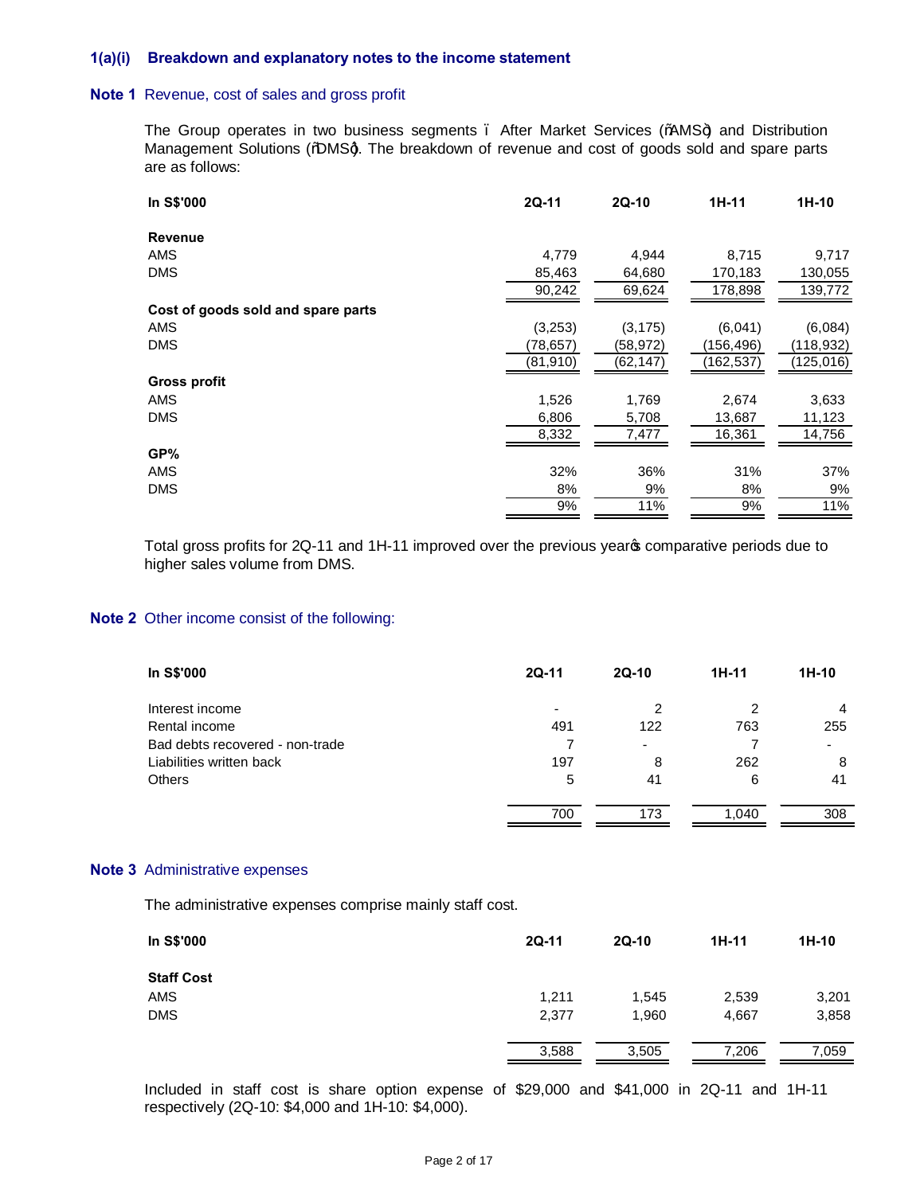### 1(a)(i) Breakdown and explanatory notes to the income statement

**Note 1** Revenue, cost of sales and gross profit

The Group operates in two business segments – After Market Services ("AMS") and Distribution Management Solutions ("DMS"). The breakdown of revenue and cost of goods sold and spare parts are as follows:

| In S$'000 | 2Q-11 | 2Q-10 | 1H-11 | 1H-10 |
|---|---|---|---|---|
| **Revenue** | | | | |
| AMS | 4,779 | 4,944 | 8,715 | 9,717 |
| DMS | 85,463 | 64,680 | 170,183 | 130,055 |
| | 90,242 | 69,624 | 178,898 | 139,772 |
| **Cost of goods sold and spare parts** | | | | |
| AMS | (3,253) | (3,175) | (6,041) | (6,084) |
| DMS | (78,657) | (58,972) | (156,496) | (118,932) |
| | (81,910) | (62,147) | (162,537) | (125,016) |
| **Gross profit** | | | | |
| AMS | 1,526 | 1,769 | 2,674 | 3,633 |
| DMS | 6,806 | 5,708 | 13,687 | 11,123 |
| | 8,332 | 7,477 | 16,361 | 14,756 |
| **GP%** | | | | |
| AMS | 32% | 36% | 31% | 37% |
| DMS | 8% | 9% | 8% | 9% |
| | 9% | 11% | 9% | 11% |

Total gross profits for 2Q-11 and 1H-11 improved over the previous year's comparative periods due to higher sales volume from DMS.

**Note 2** Other income consist of the following:

| In S$'000 | 2Q-11 | 2Q-10 | 1H-11 | 1H-10 |
|---|---|---|---|---|
| Interest income | - | 2 | 2 | 4 |
| Rental income | 491 | 122 | 763 | 255 |
| Bad debts recovered - non-trade | 7 | - | 7 | - |
| Liabilities written back | 197 | 8 | 262 | 8 |
| Others | 5 | 41 | 6 | 41 |
| | 700 | 173 | 1,040 | 308 |

**Note 3** Administrative expenses

The administrative expenses comprise mainly staff cost.

| In S$'000 | 2Q-11 | 2Q-10 | 1H-11 | 1H-10 |
|---|---|---|---|---|
| **Staff Cost** | | | | |
| AMS | 1,211 | 1,545 | 2,539 | 3,201 |
| DMS | 2,377 | 1,960 | 4,667 | 3,858 |
| | 3,588 | 3,505 | 7,206 | 7,059 |

Included in staff cost is share option expense of $29,000 and $41,000 in 2Q-11 and 1H-11 respectively (2Q-10: $4,000 and 1H-10: $4,000).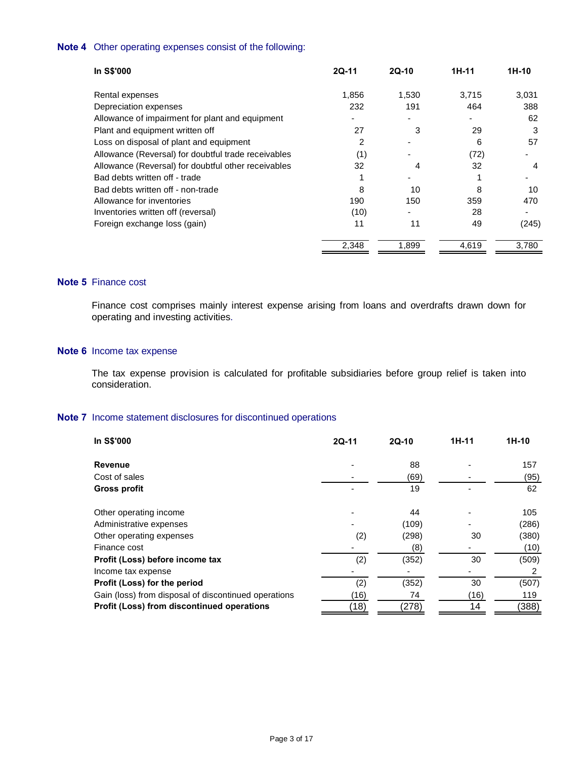**Note 4** Other operating expenses consist of the following:

| In S$'000 | 2Q-11 | 2Q-10 | 1H-11 | 1H-10 |
|---|---|---|---|---|
| Rental expenses | 1,856 | 1,530 | 3,715 | 3,031 |
| Depreciation expenses | 232 | 191 | 464 | 388 |
| Allowance of impairment for plant and equipment | - | - | - | 62 |
| Plant and equipment written off | 27 | 3 | 29 | 3 |
| Loss on disposal of plant and equipment | 2 | - | 6 | 57 |
| Allowance (Reversal) for doubtful trade receivables | (1) | - | (72) | - |
| Allowance (Reversal) for doubtful other receivables | 32 | 4 | 32 | 4 |
| Bad debts written off - trade | 1 | - | 1 | - |
| Bad debts written off - non-trade | 8 | 10 | 8 | 10 |
| Allowance for inventories | 190 | 150 | 359 | 470 |
| Inventories written off (reversal) | (10) | - | 28 | - |
| Foreign exchange loss (gain) | 11 | 11 | 49 | (245) |
| | 2,348 | 1,899 | 4,619 | 3,780 |

**Note 5** Finance cost

Finance cost comprises mainly interest expense arising from loans and overdrafts drawn down for operating and investing activities.

**Note 6** Income tax expense

The tax expense provision is calculated for profitable subsidiaries before group relief is taken into consideration.

**Note 7** Income statement disclosures for discontinued operations

| In S$'000 | 2Q-11 | 2Q-10 | 1H-11 | 1H-10 |
|---|---|---|---|---|
| **Revenue** | - | 88 | - | 157 |
| Cost of sales | - | (69) | - | (95) |
| **Gross profit** | - | 19 | - | 62 |
| Other operating income | - | 44 | - | 105 |
| Administrative expenses | - | (109) | - | (286) |
| Other operating expenses | (2) | (298) | 30 | (380) |
| Finance cost | - | (8) | - | (10) |
| **Profit (Loss) before income tax** | (2) | (352) | 30 | (509) |
| Income tax expense | - | - | - | 2 |
| **Profit (Loss) for the period** | (2) | (352) | 30 | (507) |
| Gain (loss) from disposal of discontinued operations | (16) | 74 | (16) | 119 |
| **Profit (Loss) from discontinued operations** | (18) | (278) | 14 | (388) |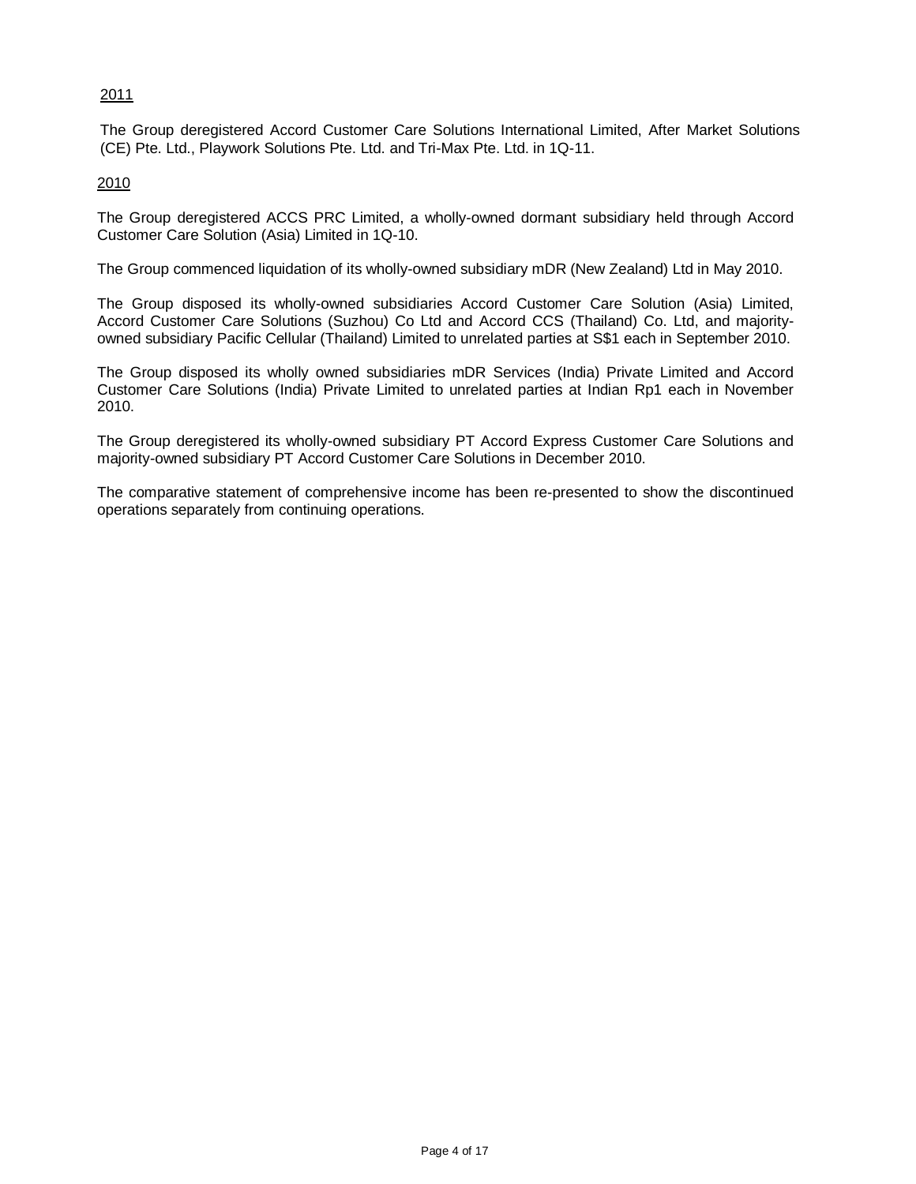2011

The Group deregistered Accord Customer Care Solutions International Limited, After Market Solutions (CE) Pte. Ltd., Playwork Solutions Pte. Ltd. and Tri-Max Pte. Ltd. in 1Q-11.

2010

The Group deregistered ACCS PRC Limited, a wholly-owned dormant subsidiary held through Accord Customer Care Solution (Asia) Limited in 1Q-10.

The Group commenced liquidation of its wholly-owned subsidiary mDR (New Zealand) Ltd in May 2010.

The Group disposed its wholly-owned subsidiaries Accord Customer Care Solution (Asia) Limited, Accord Customer Care Solutions (Suzhou) Co Ltd and Accord CCS (Thailand) Co. Ltd, and majority-owned subsidiary Pacific Cellular (Thailand) Limited to unrelated parties at S$1 each in September 2010.

The Group disposed its wholly owned subsidiaries mDR Services (India) Private Limited and Accord Customer Care Solutions (India) Private Limited to unrelated parties at Indian Rp1 each in November 2010.

The Group deregistered its wholly-owned subsidiary PT Accord Express Customer Care Solutions and majority-owned subsidiary PT Accord Customer Care Solutions in December 2010.

The comparative statement of comprehensive income has been re-presented to show the discontinued operations separately from continuing operations.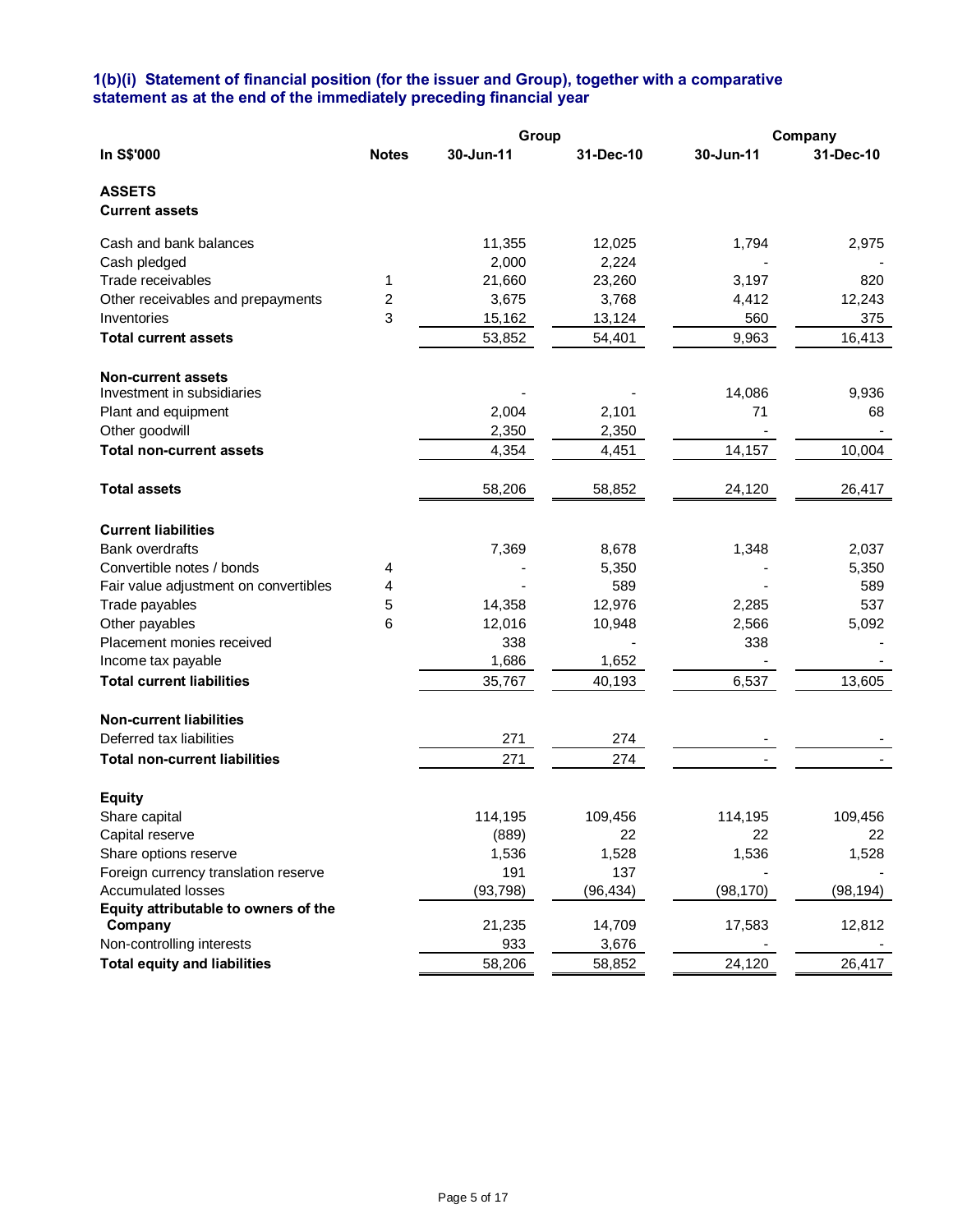### 1(b)(i) Statement of financial position (for the issuer and Group), together with a comparative statement as at the end of the immediately preceding financial year

| In S$'000 | Notes | Group | | Company | |
|---|---|---|---|---|---|
| | | 30-Jun-11 | 31-Dec-10 | 30-Jun-11 | 31-Dec-10 |
| **ASSETS** | | | | | |
| **Current assets** | | | | | |
| Cash and bank balances | | 11,355 | 12,025 | 1,794 | 2,975 |
| Cash pledged | | 2,000 | 2,224 | - | - |
| Trade receivables | 1 | 21,660 | 23,260 | 3,197 | 820 |
| Other receivables and prepayments | 2 | 3,675 | 3,768 | 4,412 | 12,243 |
| Inventories | 3 | 15,162 | 13,124 | 560 | 375 |
| **Total current assets** | | 53,852 | 54,401 | 9,963 | 16,413 |
| **Non-current assets** | | | | | |
| Investment in subsidiaries | | - | - | 14,086 | 9,936 |
| Plant and equipment | | 2,004 | 2,101 | 71 | 68 |
| Other goodwill | | 2,350 | 2,350 | - | - |
| **Total non-current assets** | | 4,354 | 4,451 | 14,157 | 10,004 |
| **Total assets** | | 58,206 | 58,852 | 24,120 | 26,417 |
| **Current liabilities** | | | | | |
| Bank overdrafts | | 7,369 | 8,678 | 1,348 | 2,037 |
| Convertible notes / bonds | 4 | - | 5,350 | - | 5,350 |
| Fair value adjustment on convertibles | 4 | - | 589 | - | 589 |
| Trade payables | 5 | 14,358 | 12,976 | 2,285 | 537 |
| Other payables | 6 | 12,016 | 10,948 | 2,566 | 5,092 |
| Placement monies received | | 338 | - | 338 | - |
| Income tax payable | | 1,686 | 1,652 | - | - |
| **Total current liabilities** | | 35,767 | 40,193 | 6,537 | 13,605 |
| **Non-current liabilities** | | | | | |
| Deferred tax liabilities | | 271 | 274 | - | - |
| **Total non-current liabilities** | | 271 | 274 | - | - |
| **Equity** | | | | | |
| Share capital | | 114,195 | 109,456 | 114,195 | 109,456 |
| Capital reserve | | (889) | 22 | 22 | 22 |
| Share options reserve | | 1,536 | 1,528 | 1,536 | 1,528 |
| Foreign currency translation reserve | | 191 | 137 | - | - |
| Accumulated losses | | (93,798) | (96,434) | (98,170) | (98,194) |
| **Equity attributable to owners of the Company** | | 21,235 | 14,709 | 17,583 | 12,812 |
| Non-controlling interests | | 933 | 3,676 | - | - |
| **Total equity and liabilities** | | 58,206 | 58,852 | 24,120 | 26,417 |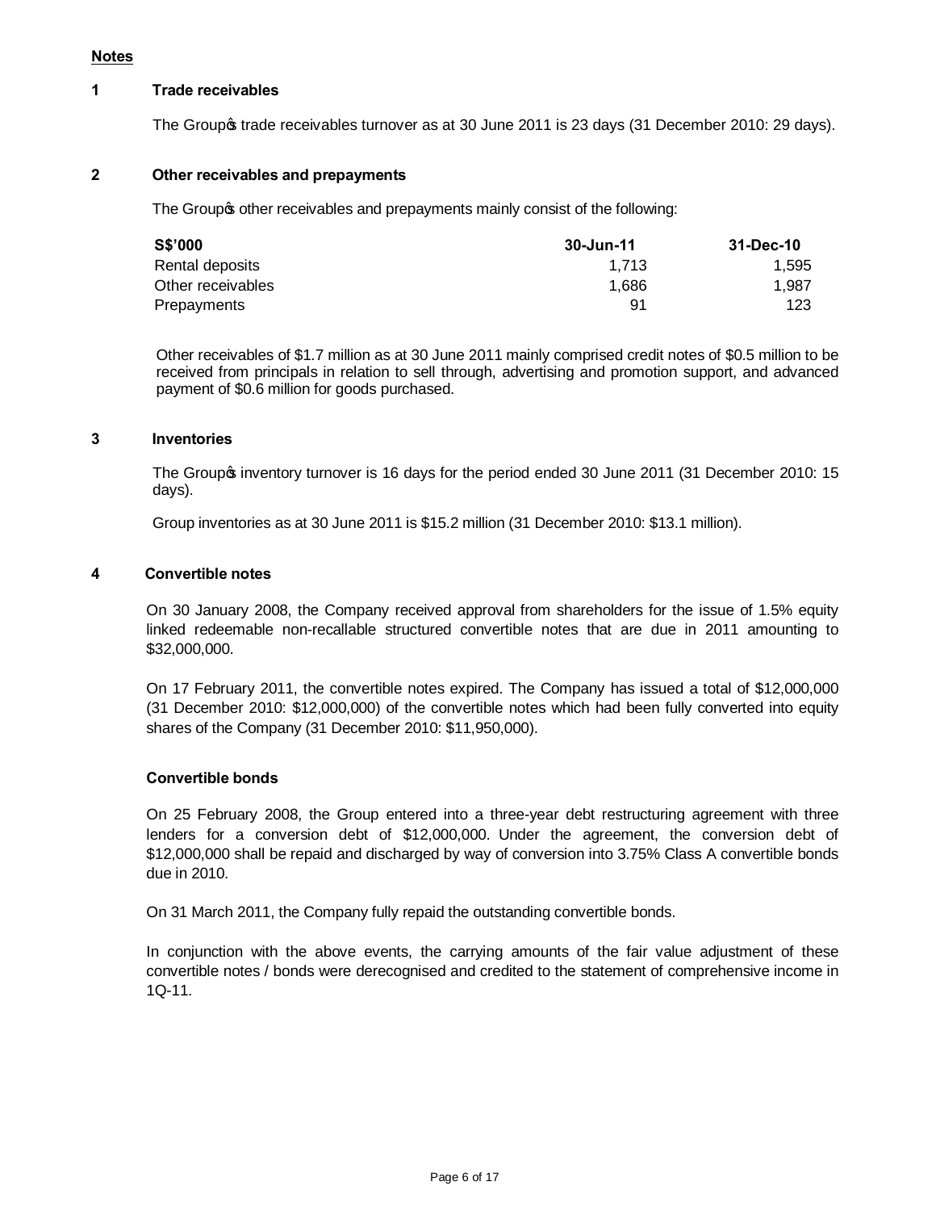**Notes**

**1 Trade receivables**

The Group's trade receivables turnover as at 30 June 2011 is 23 days (31 December 2010: 29 days).

**2 Other receivables and prepayments**

The Group's other receivables and prepayments mainly consist of the following:

| S$'000 | 30-Jun-11 | 31-Dec-10 |
|---|---|---|
| Rental deposits | 1,713 | 1,595 |
| Other receivables | 1,686 | 1,987 |
| Prepayments | 91 | 123 |

Other receivables of $1.7 million as at 30 June 2011 mainly comprised credit notes of $0.5 million to be received from principals in relation to sell through, advertising and promotion support, and advanced payment of $0.6 million for goods purchased.

**3 Inventories**

The Group's inventory turnover is 16 days for the period ended 30 June 2011 (31 December 2010: 15 days).

Group inventories as at 30 June 2011 is $15.2 million (31 December 2010: $13.1 million).

**4 Convertible notes**

On 30 January 2008, the Company received approval from shareholders for the issue of 1.5% equity linked redeemable non-recallable structured convertible notes that are due in 2011 amounting to $32,000,000.

On 17 February 2011, the convertible notes expired. The Company has issued a total of $12,000,000 (31 December 2010: $12,000,000) of the convertible notes which had been fully converted into equity shares of the Company (31 December 2010: $11,950,000).

**Convertible bonds**

On 25 February 2008, the Group entered into a three-year debt restructuring agreement with three lenders for a conversion debt of $12,000,000. Under the agreement, the conversion debt of $12,000,000 shall be repaid and discharged by way of conversion into 3.75% Class A convertible bonds due in 2010.

On 31 March 2011, the Company fully repaid the outstanding convertible bonds.

In conjunction with the above events, the carrying amounts of the fair value adjustment of these convertible notes / bonds were derecognised and credited to the statement of comprehensive income in 1Q-11.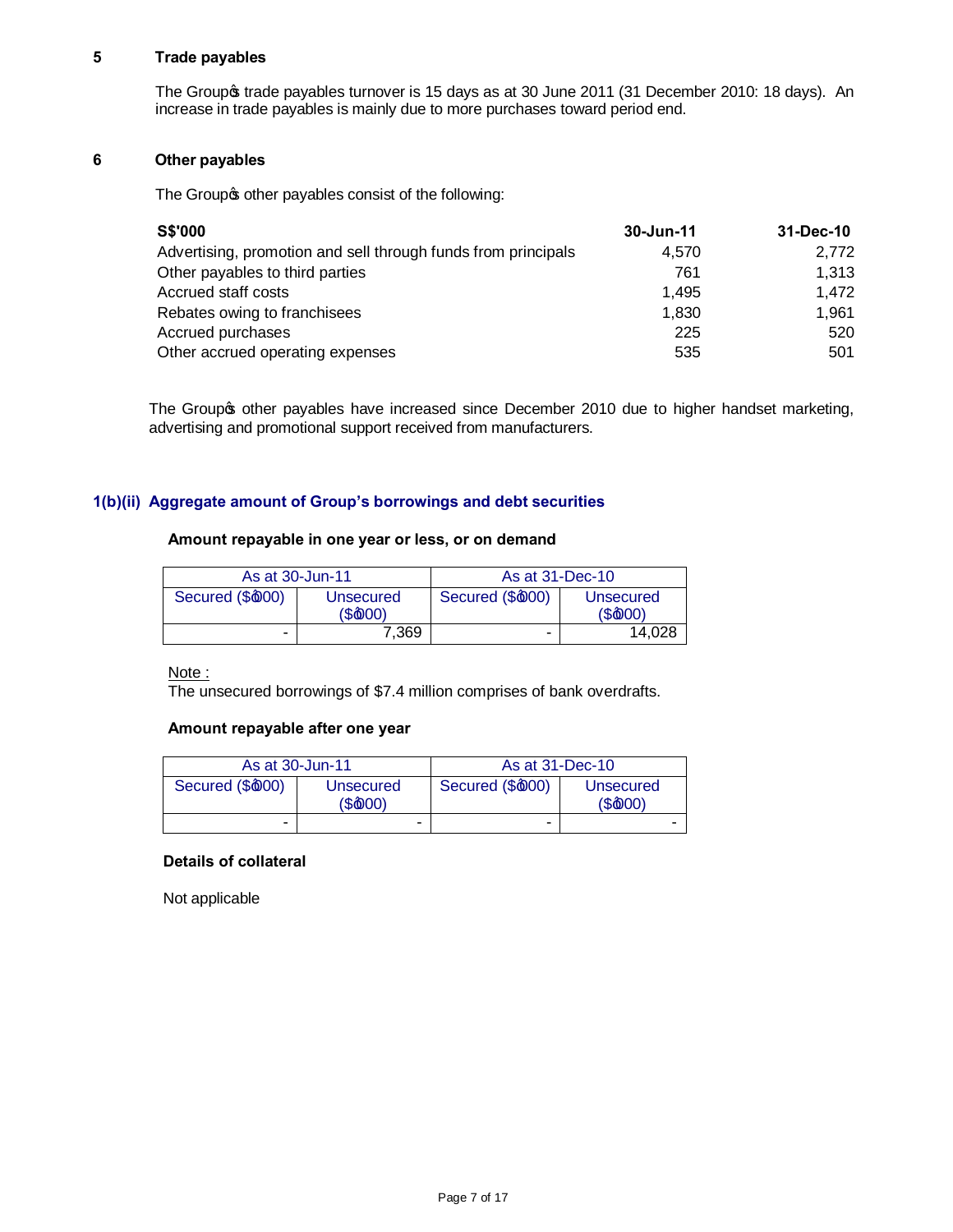**5 Trade payables**

The Group's trade payables turnover is 15 days as at 30 June 2011 (31 December 2010: 18 days). An increase in trade payables is mainly due to more purchases toward period end.

**6 Other payables**

The Group's other payables consist of the following:

| **S$'000** | **30-Jun-11** | **31-Dec-10** |
|---|---|---|
| Advertising, promotion and sell through funds from principals | 4,570 | 2,772 |
| Other payables to third parties | 761 | 1,313 |
| Accrued staff costs | 1,495 | 1,472 |
| Rebates owing to franchisees | 1,830 | 1,961 |
| Accrued purchases | 225 | 520 |
| Other accrued operating expenses | 535 | 501 |

The Group's other payables have increased since December 2010 due to higher handset marketing, advertising and promotional support received from manufacturers.

## 1(b)(ii) Aggregate amount of Group's borrowings and debt securities

**Amount repayable in one year or less, or on demand**

| As at 30-Jun-11 | | As at 31-Dec-10 | |
|---|---|---|---|
| Secured ($'000) | Unsecured ($'000) | Secured ($'000) | Unsecured ($'000) |
| - | 7,369 | - | 14,028 |

Note :
The unsecured borrowings of $7.4 million comprises of bank overdrafts.

**Amount repayable after one year**

| As at 30-Jun-11 | | As at 31-Dec-10 | |
|---|---|---|---|
| Secured ($'000) | Unsecured ($'000) | Secured ($'000) | Unsecured ($'000) |
| - | - | - | - |

**Details of collateral**

Not applicable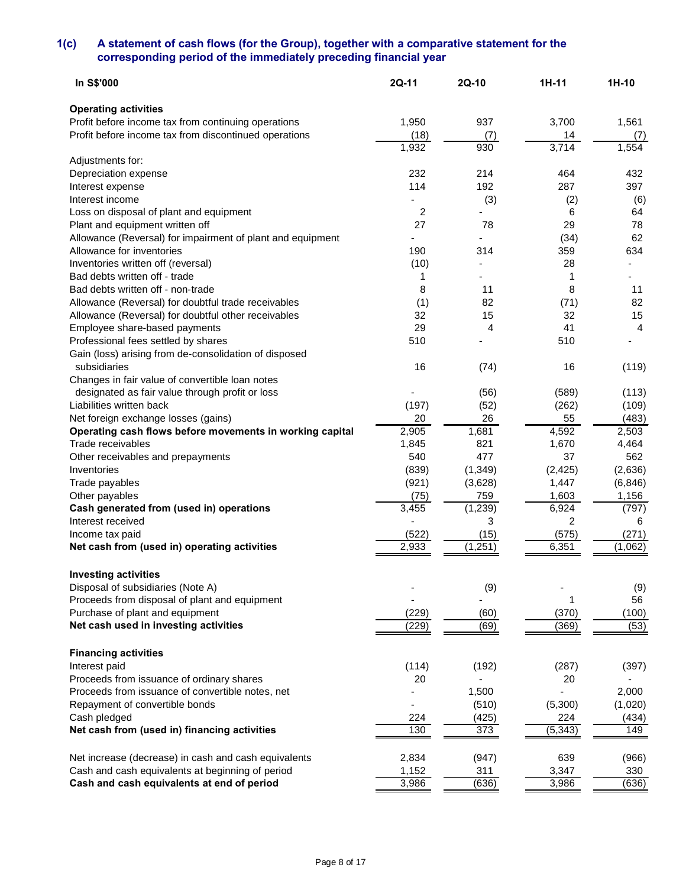## 1(c) A statement of cash flows (for the Group), together with a comparative statement for the corresponding period of the immediately preceding financial year

| In S$'000 | 2Q-11 | 2Q-10 | 1H-11 | 1H-10 |
|---|---|---|---|---|
| **Operating activities** | | | | |
| Profit before income tax from continuing operations | 1,950 | 937 | 3,700 | 1,561 |
| Profit before income tax from discontinued operations | (18) | (7) | 14 | (7) |
| | 1,932 | 930 | 3,714 | 1,554 |
| Adjustments for: | | | | |
| Depreciation expense | 232 | 214 | 464 | 432 |
| Interest expense | 114 | 192 | 287 | 397 |
| Interest income | - | (3) | (2) | (6) |
| Loss on disposal of plant and equipment | 2 | - | 6 | 64 |
| Plant and equipment written off | 27 | 78 | 29 | 78 |
| Allowance (Reversal) for impairment of plant and equipment | - | - | (34) | 62 |
| Allowance for inventories | 190 | 314 | 359 | 634 |
| Inventories written off (reversal) | (10) | - | 28 | - |
| Bad debts written off - trade | 1 | - | 1 | - |
| Bad debts written off - non-trade | 8 | 11 | 8 | 11 |
| Allowance (Reversal) for doubtful trade receivables | (1) | 82 | (71) | 82 |
| Allowance (Reversal) for doubtful other receivables | 32 | 15 | 32 | 15 |
| Employee share-based payments | 29 | 4 | 41 | 4 |
| Professional fees settled by shares | 510 | - | 510 | - |
| Gain (loss) arising from de-consolidation of disposed subsidiaries | 16 | (74) | 16 | (119) |
| Changes in fair value of convertible loan notes designated as fair value through profit or loss | - | (56) | (589) | (113) |
| Liabilities written back | (197) | (52) | (262) | (109) |
| Net foreign exchange losses (gains) | 20 | 26 | 55 | (483) |
| **Operating cash flows before movements in working capital** | 2,905 | 1,681 | 4,592 | 2,503 |
| Trade receivables | 1,845 | 821 | 1,670 | 4,464 |
| Other receivables and prepayments | 540 | 477 | 37 | 562 |
| Inventories | (839) | (1,349) | (2,425) | (2,636) |
| Trade payables | (921) | (3,628) | 1,447 | (6,846) |
| Other payables | (75) | 759 | 1,603 | 1,156 |
| **Cash generated from (used in) operations** | 3,455 | (1,239) | 6,924 | (797) |
| Interest received | - | 3 | 2 | 6 |
| Income tax paid | (522) | (15) | (575) | (271) |
| **Net cash from (used in) operating activities** | 2,933 | (1,251) | 6,351 | (1,062) |
| **Investing activities** | | | | |
| Disposal of subsidiaries (Note A) | - | (9) | - | (9) |
| Proceeds from disposal of plant and equipment | - | - | 1 | 56 |
| Purchase of plant and equipment | (229) | (60) | (370) | (100) |
| **Net cash used in investing activities** | (229) | (69) | (369) | (53) |
| **Financing activities** | | | | |
| Interest paid | (114) | (192) | (287) | (397) |
| Proceeds from issuance of ordinary shares | 20 | - | 20 | - |
| Proceeds from issuance of convertible notes, net | - | 1,500 | - | 2,000 |
| Repayment of convertible bonds | - | (510) | (5,300) | (1,020) |
| Cash pledged | 224 | (425) | 224 | (434) |
| **Net cash from (used in) financing activities** | 130 | 373 | (5,343) | 149 |
| Net increase (decrease) in cash and cash equivalents | 2,834 | (947) | 639 | (966) |
| Cash and cash equivalents at beginning of period | 1,152 | 311 | 3,347 | 330 |
| **Cash and cash equivalents at end of period** | 3,986 | (636) | 3,986 | (636) |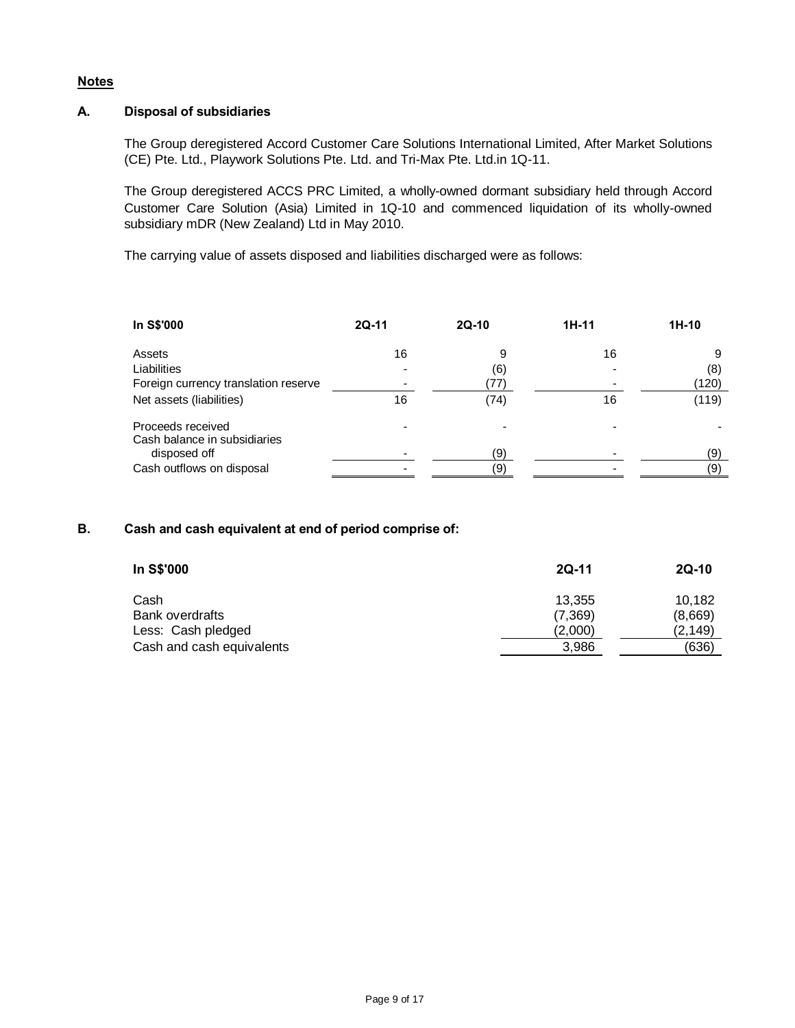**Notes**

**A. Disposal of subsidiaries**

The Group deregistered Accord Customer Care Solutions International Limited, After Market Solutions (CE) Pte. Ltd., Playwork Solutions Pte. Ltd. and Tri-Max Pte. Ltd.in 1Q-11.

The Group deregistered ACCS PRC Limited, a wholly-owned dormant subsidiary held through Accord Customer Care Solution (Asia) Limited in 1Q-10 and commenced liquidation of its wholly-owned subsidiary mDR (New Zealand) Ltd in May 2010.

The carrying value of assets disposed and liabilities discharged were as follows:

| In S$'000 | 2Q-11 | 2Q-10 | 1H-11 | 1H-10 |
|---|---|---|---|---|
| Assets | 16 | 9 | 16 | 9 |
| Liabilities | - | (6) | - | (8) |
| Foreign currency translation reserve | - | (77) | - | (120) |
| Net assets (liabilities) | 16 | (74) | 16 | (119) |
| Proceeds received | - | - | - | - |
| Cash balance in subsidiaries disposed off | - | (9) | - | (9) |
| Cash outflows on disposal | - | (9) | - | (9) |

**B. Cash and cash equivalent at end of period comprise of:**

| In S$'000 | 2Q-11 | 2Q-10 |
|---|---|---|
| Cash | 13,355 | 10,182 |
| Bank overdrafts | (7,369) | (8,669) |
| Less: Cash pledged | (2,000) | (2,149) |
| Cash and cash equivalents | 3,986 | (636) |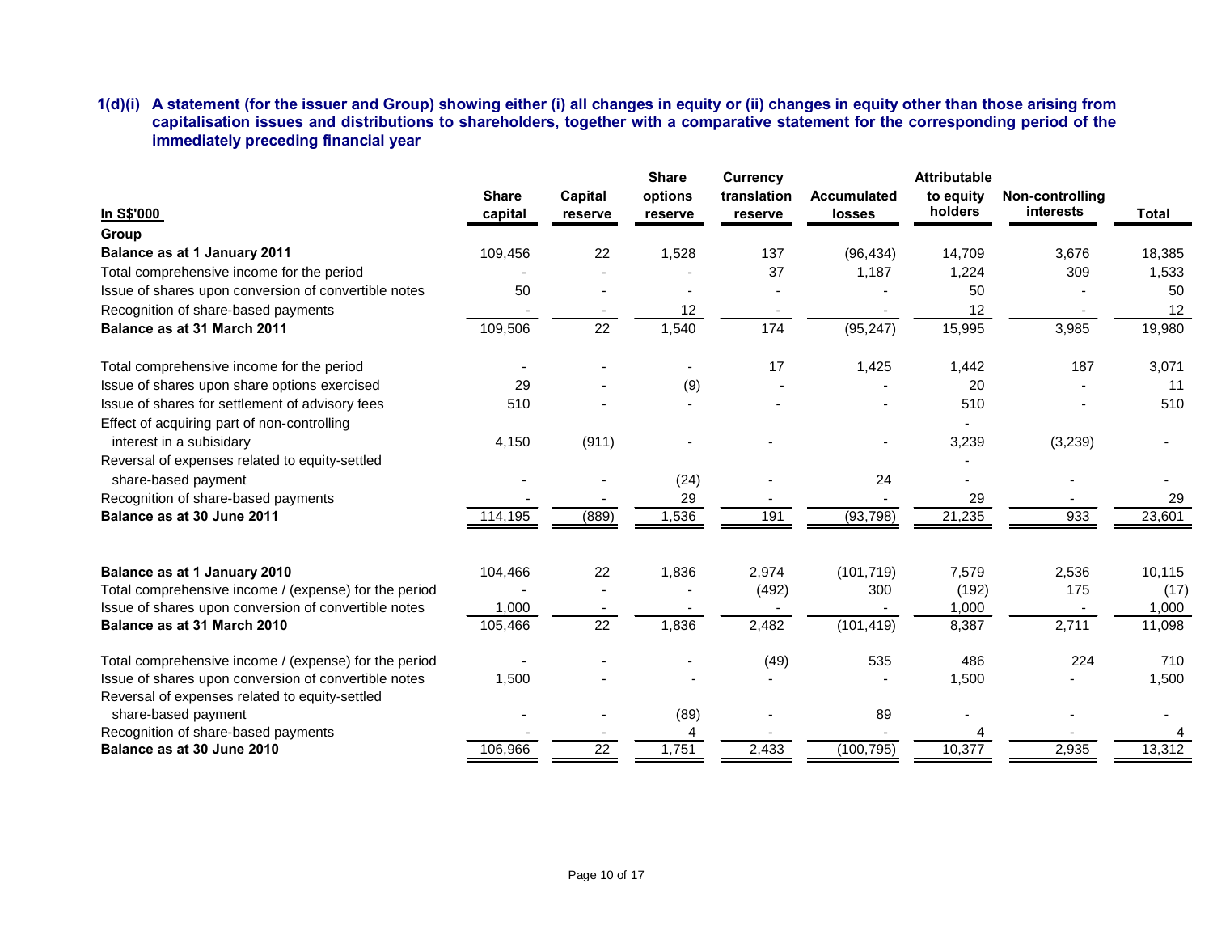**1(d)(i) A statement (for the issuer and Group) showing either (i) all changes in equity or (ii) changes in equity other than those arising from capitalisation issues and distributions to shareholders, together with a comparative statement for the corresponding period of the immediately preceding financial year**

| In S$'000 | Share capital | Capital reserve | Share options reserve | Currency translation reserve | Accumulated losses | Attributable to equity holders | Non-controlling interests | Total |
|---|---|---|---|---|---|---|---|---|
| **Group** | | | | | | | | |
| **Balance as at 1 January 2011** | 109,456 | 22 | 1,528 | 137 | (96,434) | 14,709 | 3,676 | 18,385 |
| Total comprehensive income for the period | - | - | - | 37 | 1,187 | 1,224 | 309 | 1,533 |
| Issue of shares upon conversion of convertible notes | 50 | - | - | - | - | 50 | - | 50 |
| Recognition of share-based payments | - | - | 12 | - | - | 12 | - | 12 |
| **Balance as at 31 March 2011** | 109,506 | 22 | 1,540 | 174 | (95,247) | 15,995 | 3,985 | 19,980 |
| | | | | | | | | |
| Total comprehensive income for the period | - | - | - | 17 | 1,425 | 1,442 | 187 | 3,071 |
| Issue of shares upon share options exercised | 29 | - | (9) | - | - | 20 | - | 11 |
| Issue of shares for settlement of advisory fees | 510 | - | - | - | - | 510 | - | 510 |
| Effect of acquiring part of non-controlling interest in a subisidary | 4,150 | (911) | - | - | - | 3,239 | (3,239) | - |
| Reversal of expenses related to equity-settled share-based payment | - | - | (24) | - | 24 | - | - | - |
| Recognition of share-based payments | - | - | 29 | - | - | 29 | - | 29 |
| **Balance as at 30 June 2011** | 114,195 | (889) | 1,536 | 191 | (93,798) | 21,235 | 933 | 23,601 |
| | | | | | | | | |
| **Balance as at 1 January 2010** | 104,466 | 22 | 1,836 | 2,974 | (101,719) | 7,579 | 2,536 | 10,115 |
| Total comprehensive income / (expense) for the period | - | - | - | (492) | 300 | (192) | 175 | (17) |
| Issue of shares upon conversion of convertible notes | 1,000 | - | - | - | - | 1,000 | - | 1,000 |
| **Balance as at 31 March 2010** | 105,466 | 22 | 1,836 | 2,482 | (101,419) | 8,387 | 2,711 | 11,098 |
| | | | | | | | | |
| Total comprehensive income / (expense) for the period | - | - | - | (49) | 535 | 486 | 224 | 710 |
| Issue of shares upon conversion of convertible notes | 1,500 | - | - | - | - | 1,500 | - | 1,500 |
| Reversal of expenses related to equity-settled share-based payment | - | - | (89) | - | 89 | - | - | - |
| Recognition of share-based payments | - | - | 4 | - | - | 4 | - | 4 |
| **Balance as at 30 June 2010** | 106,966 | 22 | 1,751 | 2,433 | (100,795) | 10,377 | 2,935 | 13,312 |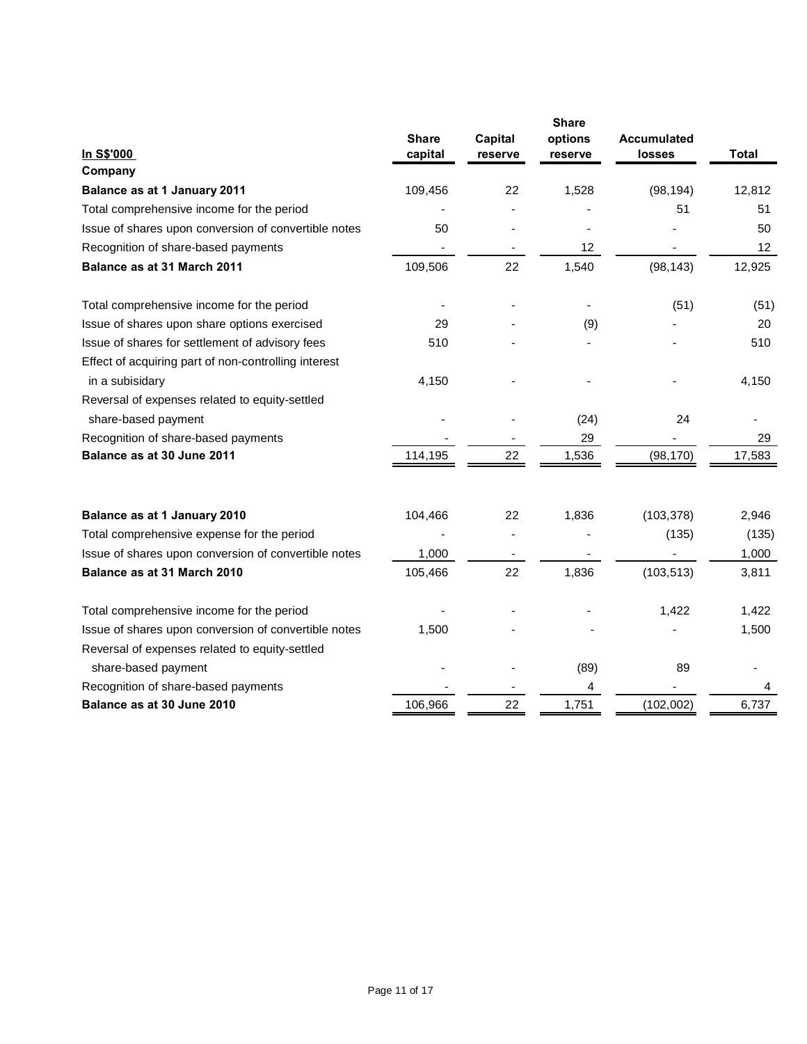| In S$'000 | Share capital | Capital reserve | Share options reserve | Accumulated losses | Total |
|---|---|---|---|---|---|
| **Company** | | | | | |
| **Balance as at 1 January 2011** | 109,456 | 22 | 1,528 | (98,194) | 12,812 |
| Total comprehensive income for the period | - | - | - | 51 | 51 |
| Issue of shares upon conversion of convertible notes | 50 | - | - | - | 50 |
| Recognition of share-based payments | - | - | 12 | - | 12 |
| **Balance as at 31 March 2011** | 109,506 | 22 | 1,540 | (98,143) | 12,925 |
| | | | | | |
| Total comprehensive income for the period | - | - | - | (51) | (51) |
| Issue of shares upon share options exercised | 29 | - | (9) | - | 20 |
| Issue of shares for settlement of advisory fees | 510 | - | - | - | 510 |
| Effect of acquiring part of non-controlling interest in a subisidiary | 4,150 | - | - | - | 4,150 |
| Reversal of expenses related to equity-settled share-based payment | - | - | (24) | 24 | - |
| Recognition of share-based payments | - | - | 29 | - | 29 |
| **Balance as at 30 June 2011** | 114,195 | 22 | 1,536 | (98,170) | 17,583 |
| | | | | | |
| **Balance as at 1 January 2010** | 104,466 | 22 | 1,836 | (103,378) | 2,946 |
| Total comprehensive expense for the period | - | - | - | (135) | (135) |
| Issue of shares upon conversion of convertible notes | 1,000 | - | - | - | 1,000 |
| **Balance as at 31 March 2010** | 105,466 | 22 | 1,836 | (103,513) | 3,811 |
| | | | | | |
| Total comprehensive income for the period | - | - | - | 1,422 | 1,422 |
| Issue of shares upon conversion of convertible notes | 1,500 | - | - | - | 1,500 |
| Reversal of expenses related to equity-settled share-based payment | - | - | (89) | 89 | - |
| Recognition of share-based payments | - | - | 4 | - | 4 |
| **Balance as at 30 June 2010** | 106,966 | 22 | 1,751 | (102,002) | 6,737 |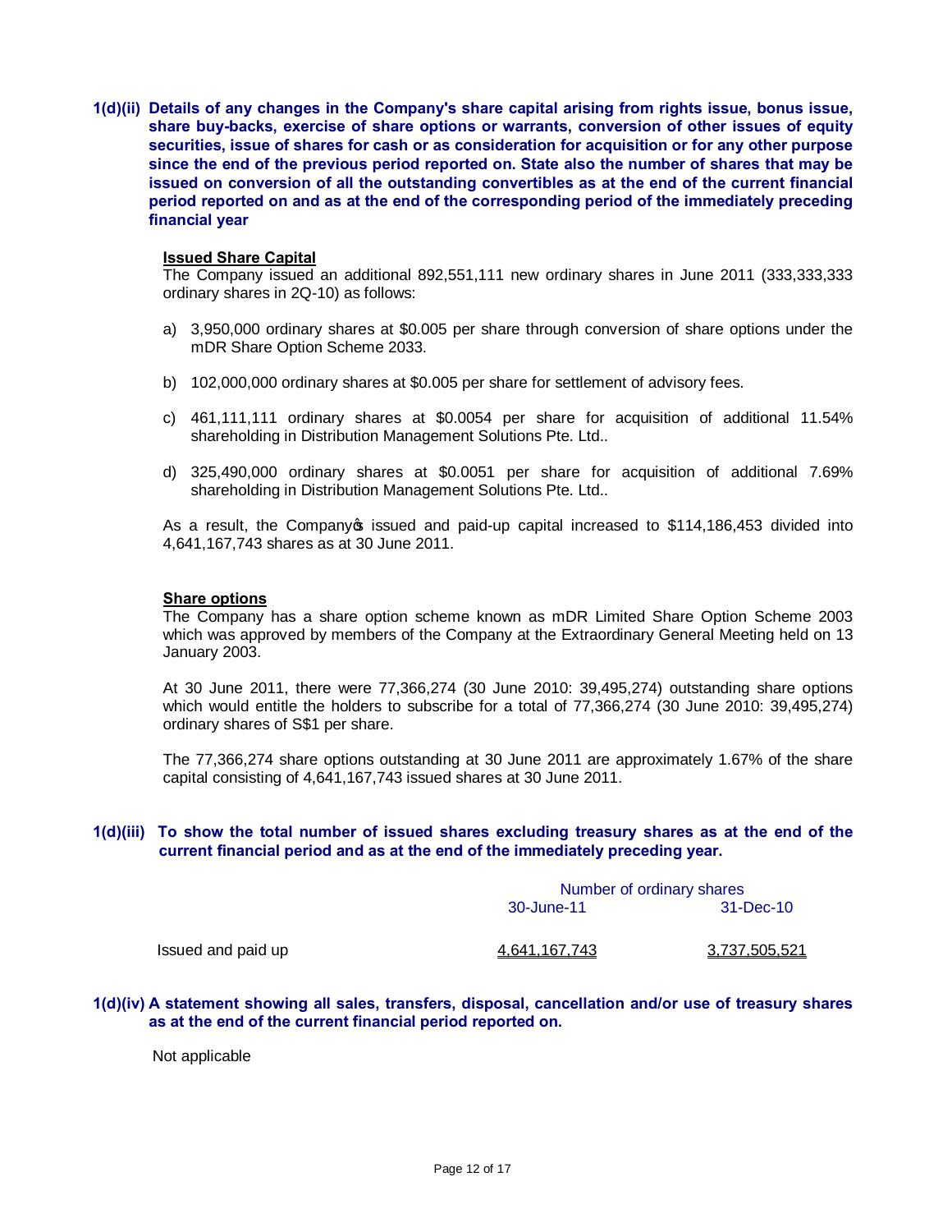**1(d)(ii) Details of any changes in the Company's share capital arising from rights issue, bonus issue, share buy-backs, exercise of share options or warrants, conversion of other issues of equity securities, issue of shares for cash or as consideration for acquisition or for any other purpose since the end of the previous period reported on. State also the number of shares that may be issued on conversion of all the outstanding convertibles as at the end of the current financial period reported on and as at the end of the corresponding period of the immediately preceding financial year**

**Issued Share Capital**

The Company issued an additional 892,551,111 new ordinary shares in June 2011 (333,333,333 ordinary shares in 2Q-10) as follows:

a) 3,950,000 ordinary shares at $0.005 per share through conversion of share options under the mDR Share Option Scheme 2033.

b) 102,000,000 ordinary shares at $0.005 per share for settlement of advisory fees.

c) 461,111,111 ordinary shares at $0.0054 per share for acquisition of additional 11.54% shareholding in Distribution Management Solutions Pte. Ltd..

d) 325,490,000 ordinary shares at $0.0051 per share for acquisition of additional 7.69% shareholding in Distribution Management Solutions Pte. Ltd..

As a result, the Company's issued and paid-up capital increased to $114,186,453 divided into 4,641,167,743 shares as at 30 June 2011.

**Share options**

The Company has a share option scheme known as mDR Limited Share Option Scheme 2003 which was approved by members of the Company at the Extraordinary General Meeting held on 13 January 2003.

At 30 June 2011, there were 77,366,274 (30 June 2010: 39,495,274) outstanding share options which would entitle the holders to subscribe for a total of 77,366,274 (30 June 2010: 39,495,274) ordinary shares of S$1 per share.

The 77,366,274 share options outstanding at 30 June 2011 are approximately 1.67% of the share capital consisting of 4,641,167,743 issued shares at 30 June 2011.

**1(d)(iii) To show the total number of issued shares excluding treasury shares as at the end of the current financial period and as at the end of the immediately preceding year.**

| | Number of ordinary shares | |
|---|---|---|
| | 30-June-11 | 31-Dec-10 |
| Issued and paid up | 4,641,167,743 | 3,737,505,521 |

**1(d)(iv) A statement showing all sales, transfers, disposal, cancellation and/or use of treasury shares as at the end of the current financial period reported on.**

Not applicable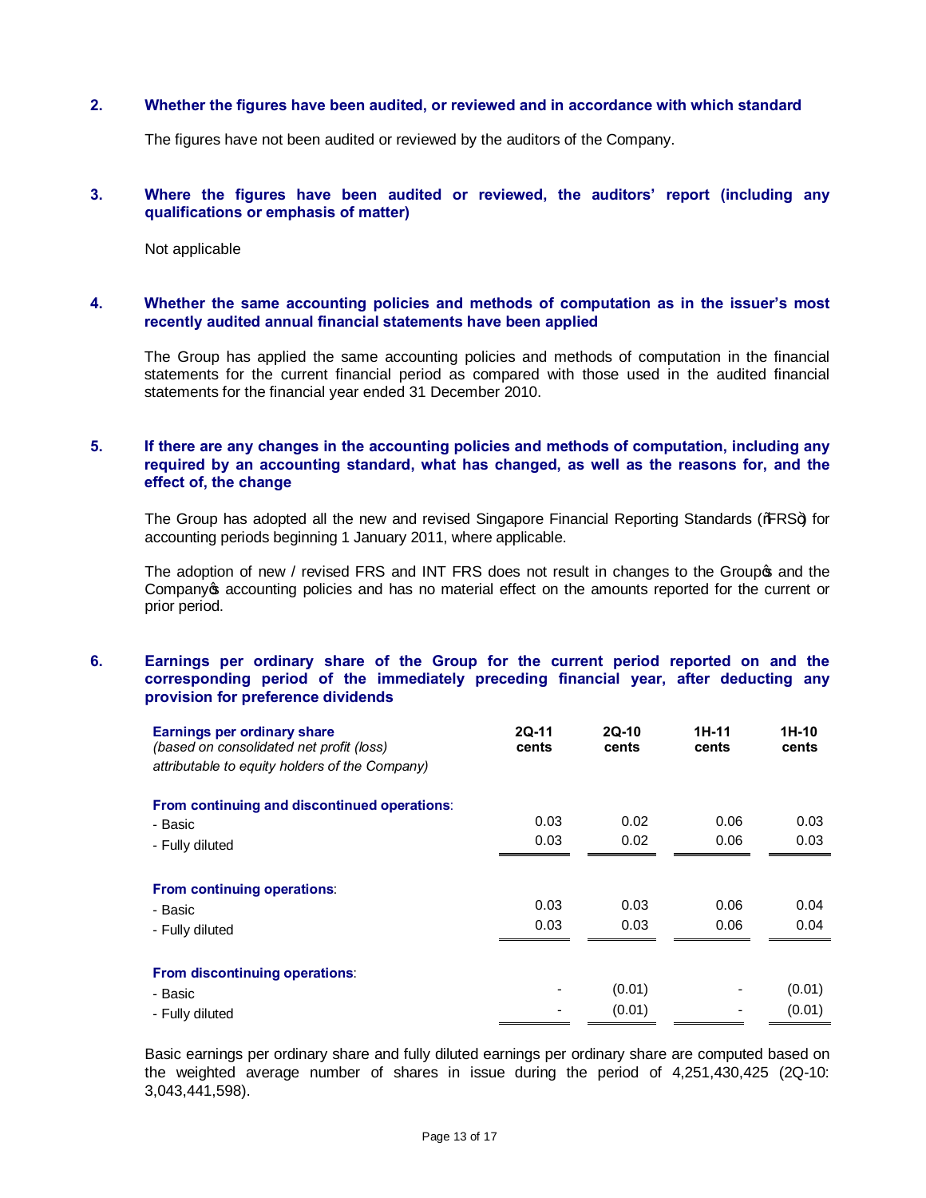**2. Whether the figures have been audited, or reviewed and in accordance with which standard**

The figures have not been audited or reviewed by the auditors of the Company.

**3. Where the figures have been audited or reviewed, the auditors' report (including any qualifications or emphasis of matter)**

Not applicable

**4. Whether the same accounting policies and methods of computation as in the issuer's most recently audited annual financial statements have been applied**

The Group has applied the same accounting policies and methods of computation in the financial statements for the current financial period as compared with those used in the audited financial statements for the financial year ended 31 December 2010.

**5. If there are any changes in the accounting policies and methods of computation, including any required by an accounting standard, what has changed, as well as the reasons for, and the effect of, the change**

The Group has adopted all the new and revised Singapore Financial Reporting Standards ("FRS") for accounting periods beginning 1 January 2011, where applicable.

The adoption of new / revised FRS and INT FRS does not result in changes to the Group's and the Company's accounting policies and has no material effect on the amounts reported for the current or prior period.

**6. Earnings per ordinary share of the Group for the current period reported on and the corresponding period of the immediately preceding financial year, after deducting any provision for preference dividends**

| **Earnings per ordinary share** *(based on consolidated net profit (loss) attributable to equity holders of the Company)* | **2Q-11 cents** | **2Q-10 cents** | **1H-11 cents** | **1H-10 cents** |
|---|---|---|---|---|
| **From continuing and discontinued operations:** | | | | |
| - Basic | 0.03 | 0.02 | 0.06 | 0.03 |
| - Fully diluted | 0.03 | 0.02 | 0.06 | 0.03 |
| **From continuing operations:** | | | | |
| - Basic | 0.03 | 0.03 | 0.06 | 0.04 |
| - Fully diluted | 0.03 | 0.03 | 0.06 | 0.04 |
| **From discontinuing operations:** | | | | |
| - Basic | - | (0.01) | - | (0.01) |
| - Fully diluted | - | (0.01) | - | (0.01) |

Basic earnings per ordinary share and fully diluted earnings per ordinary share are computed based on the weighted average number of shares in issue during the period of 4,251,430,425 (2Q-10: 3,043,441,598).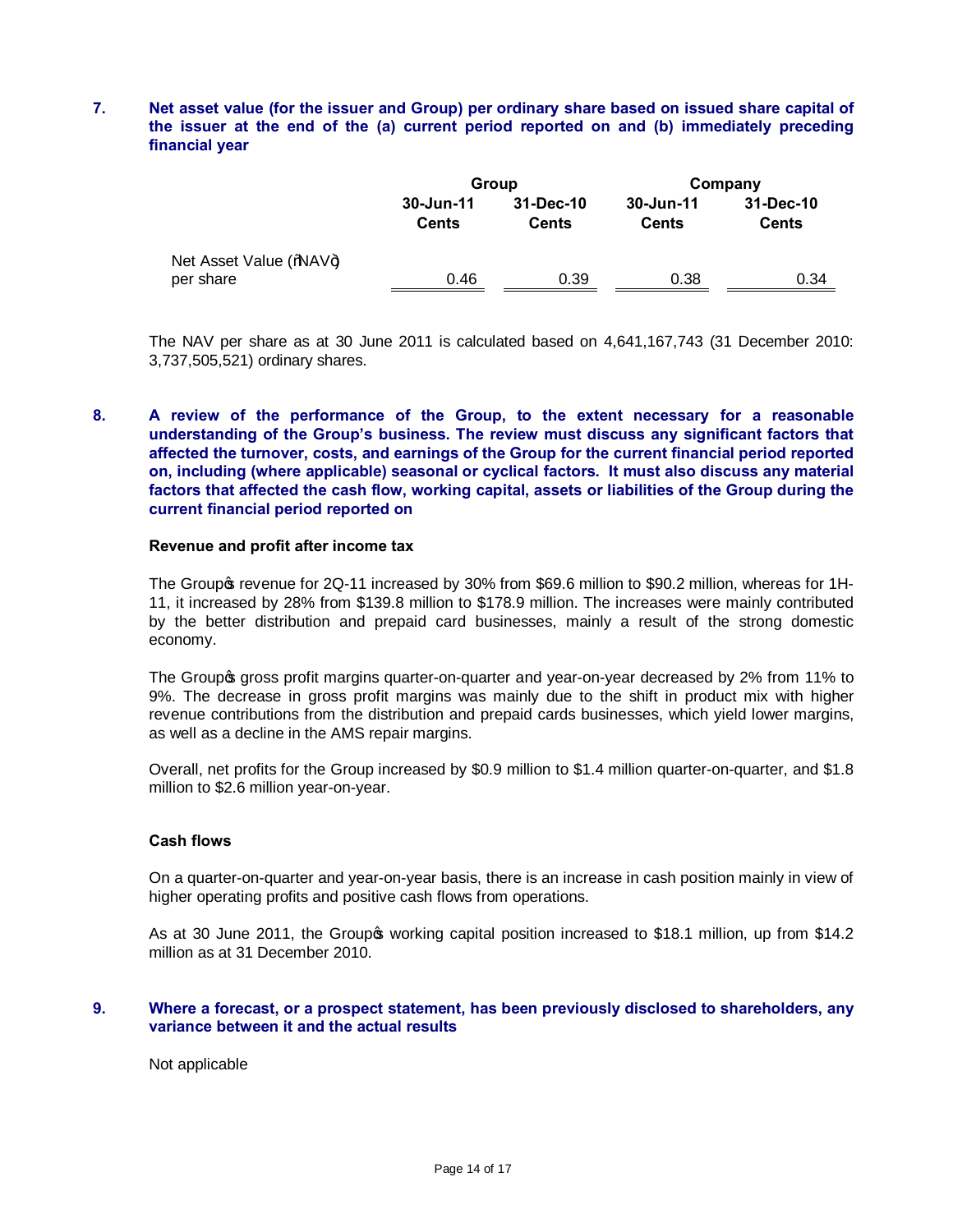**7. Net asset value (for the issuer and Group) per ordinary share based on issued share capital of the issuer at the end of the (a) current period reported on and (b) immediately preceding financial year**

| | Group | | Company | |
|---|---|---|---|---|
| | 30-Jun-11 Cents | 31-Dec-10 Cents | 30-Jun-11 Cents | 31-Dec-10 Cents |
| Net Asset Value ("NAV") per share | 0.46 | 0.39 | 0.38 | 0.34 |

The NAV per share as at 30 June 2011 is calculated based on 4,641,167,743 (31 December 2010: 3,737,505,521) ordinary shares.

**8. A review of the performance of the Group, to the extent necessary for a reasonable understanding of the Group's business. The review must discuss any significant factors that affected the turnover, costs, and earnings of the Group for the current financial period reported on, including (where applicable) seasonal or cyclical factors. It must also discuss any material factors that affected the cash flow, working capital, assets or liabilities of the Group during the current financial period reported on**

**Revenue and profit after income tax**

The Group's revenue for 2Q-11 increased by 30% from $69.6 million to $90.2 million, whereas for 1H-11, it increased by 28% from $139.8 million to $178.9 million. The increases were mainly contributed by the better distribution and prepaid card businesses, mainly a result of the strong domestic economy.

The Group's gross profit margins quarter-on-quarter and year-on-year decreased by 2% from 11% to 9%. The decrease in gross profit margins was mainly due to the shift in product mix with higher revenue contributions from the distribution and prepaid cards businesses, which yield lower margins, as well as a decline in the AMS repair margins.

Overall, net profits for the Group increased by $0.9 million to $1.4 million quarter-on-quarter, and $1.8 million to $2.6 million year-on-year.

**Cash flows**

On a quarter-on-quarter and year-on-year basis, there is an increase in cash position mainly in view of higher operating profits and positive cash flows from operations.

As at 30 June 2011, the Group's working capital position increased to $18.1 million, up from $14.2 million as at 31 December 2010.

**9. Where a forecast, or a prospect statement, has been previously disclosed to shareholders, any variance between it and the actual results**

Not applicable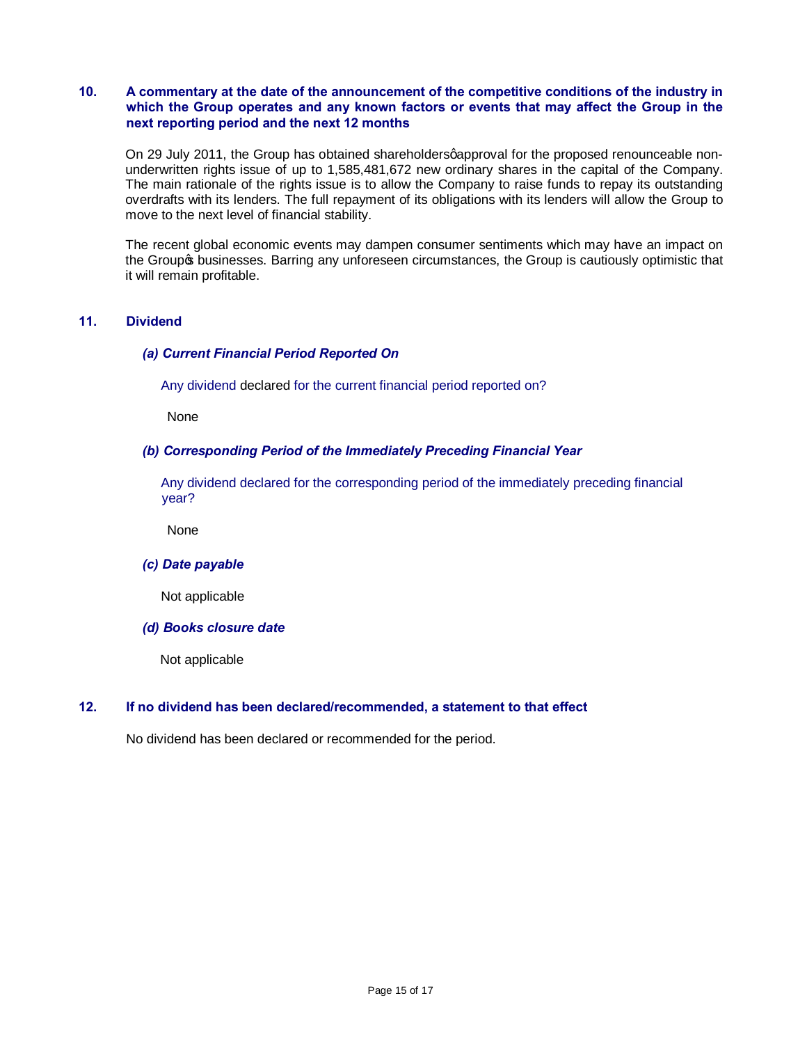### 10. A commentary at the date of the announcement of the competitive conditions of the industry in which the Group operates and any known factors or events that may affect the Group in the next reporting period and the next 12 months

On 29 July 2011, the Group has obtained shareholdersқapproval for the proposed renounceable non-underwritten rights issue of up to 1,585,481,672 new ordinary shares in the capital of the Company. The main rationale of the rights issue is to allow the Company to raise funds to repay its outstanding overdrafts with its lenders. The full repayment of its obligations with its lenders will allow the Group to move to the next level of financial stability.

The recent global economic events may dampen consumer sentiments which may have an impact on the Groupҫ businesses. Barring any unforeseen circumstances, the Group is cautiously optimistic that it will remain profitable.

### 11. Dividend

#### *(a) Current Financial Period Reported On*

Any dividend declared for the current financial period reported on?

None

#### *(b) Corresponding Period of the Immediately Preceding Financial Year*

Any dividend declared for the corresponding period of the immediately preceding financial year?

None

#### *(c) Date payable*

Not applicable

#### *(d) Books closure date*

Not applicable

### 12. If no dividend has been declared/recommended, a statement to that effect

No dividend has been declared or recommended for the period.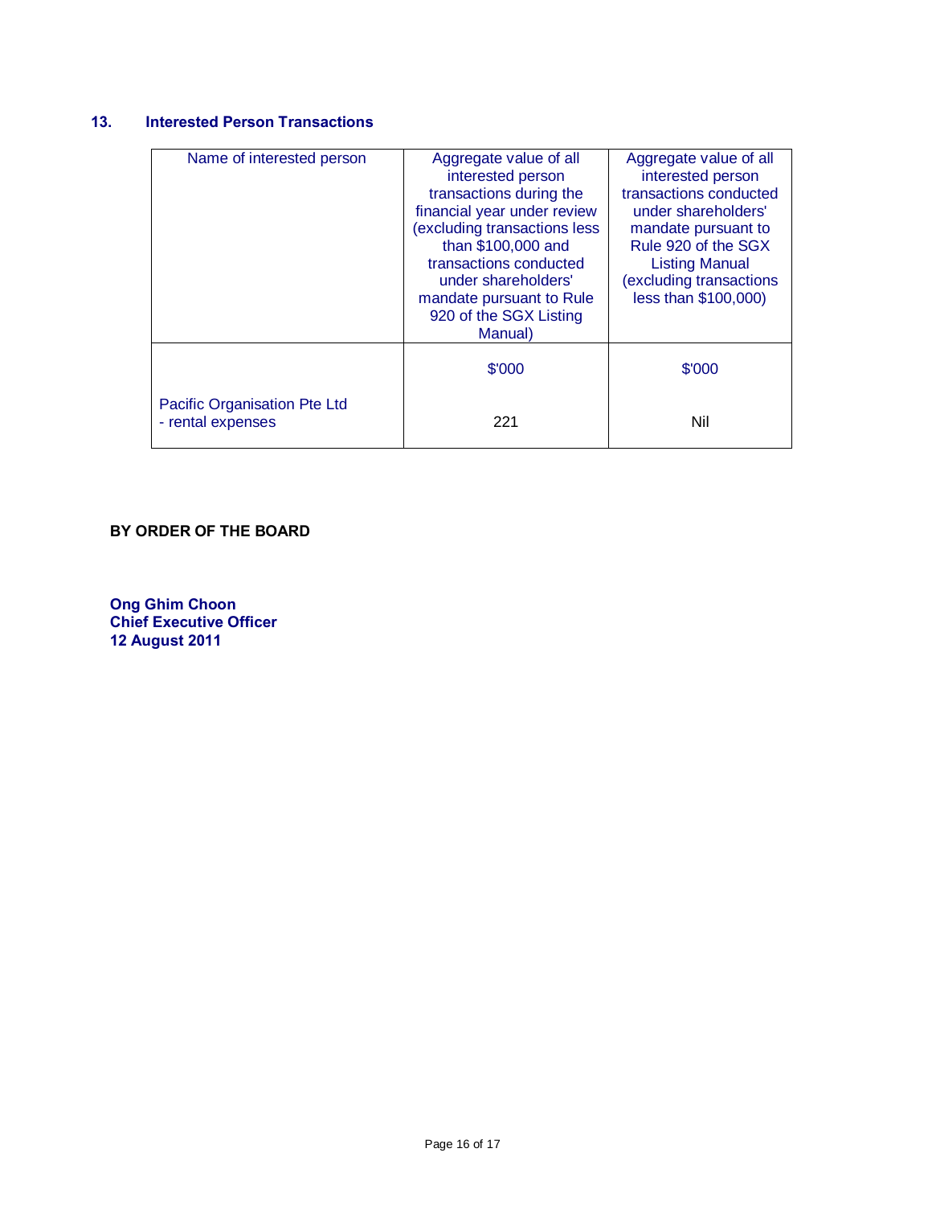## 13. Interested Person Transactions

| Name of interested person | Aggregate value of all interested person transactions during the financial year under review (excluding transactions less than $100,000 and transactions conducted under shareholders' mandate pursuant to Rule 920 of the SGX Listing Manual) | Aggregate value of all interested person transactions conducted under shareholders' mandate pursuant to Rule 920 of the SGX Listing Manual (excluding transactions less than $100,000) |
|---|---|---|
| | $'000 | $'000 |
| Pacific Organisation Pte Ltd<br>- rental expenses | 221 | Nil |

**BY ORDER OF THE BOARD**

**Ong Ghim Choon**
**Chief Executive Officer**
**12 August 2011**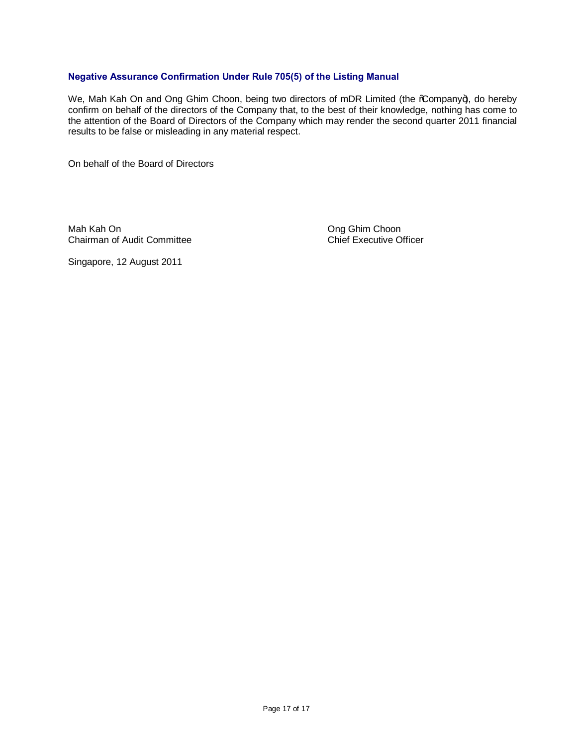### Negative Assurance Confirmation Under Rule 705(5) of the Listing Manual

We, Mah Kah On and Ong Ghim Choon, being two directors of mDR Limited (the "Company"), do hereby confirm on behalf of the directors of the Company that, to the best of their knowledge, nothing has come to the attention of the Board of Directors of the Company which may render the second quarter 2011 financial results to be false or misleading in any material respect.

On behalf of the Board of Directors

Mah Kah On
Chairman of Audit Committee

Ong Ghim Choon
Chief Executive Officer

Singapore, 12 August 2011